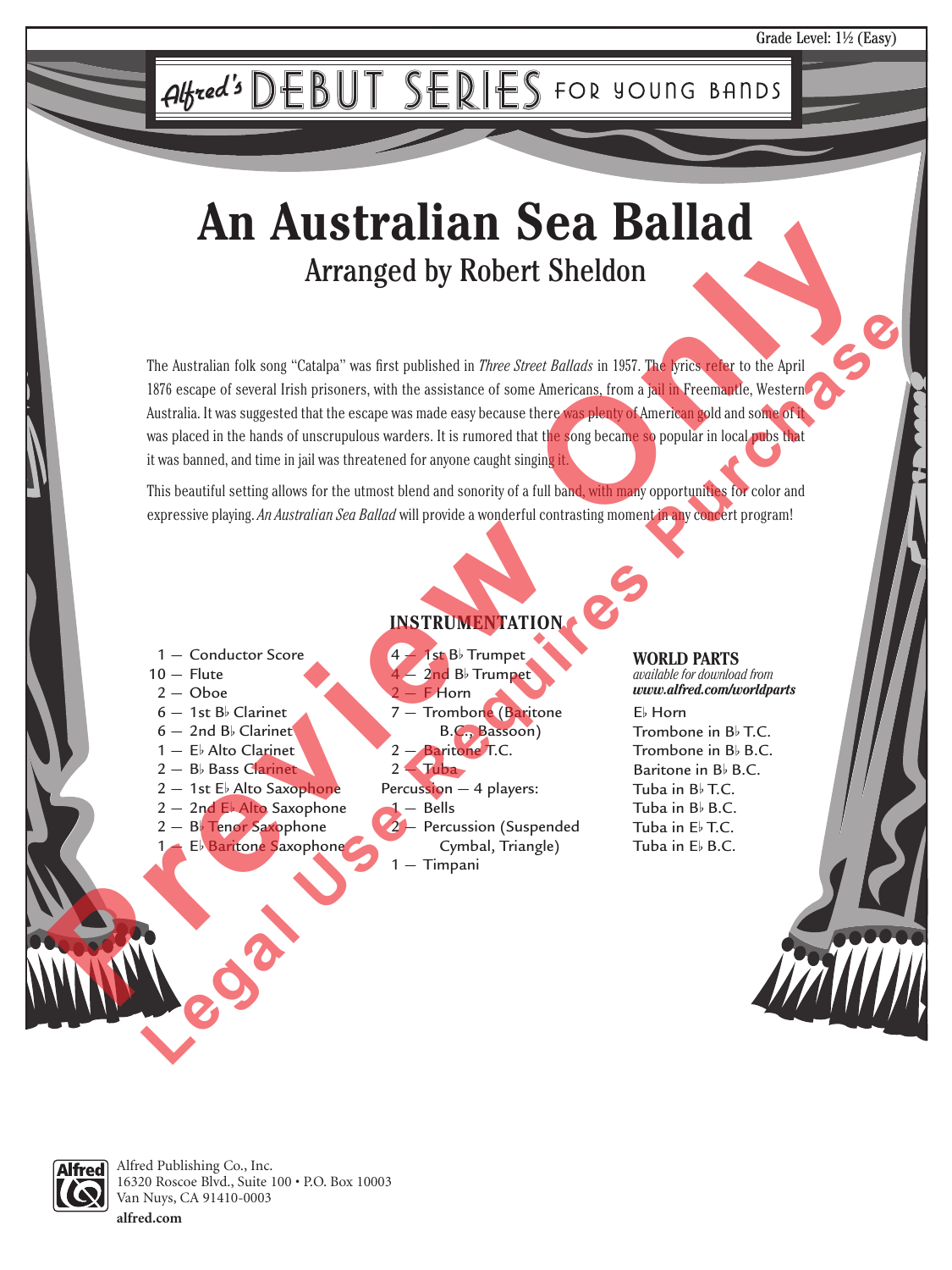Grade Level: 1½ (Easy)

Alfred's DEBUT SERIES FOR YOUNG BANDS

# An Australian Sea Ballad

## Arranged by Robert Sheldon

The Australian folk song "Catalpa" was first published in *Three Street Ballads* in 1957. The lyrics refer to the April 1876 escape of several Irish prisoners, with the assistance of some Americans, from a jail in Freemantle, Western Australia. It was suggested that the escape was made easy because there was plenty of American gold and some of it was placed in the hands of unscrupulous warders. It is rumored that the song became so popular in local pubs that it was banned, and time in jail was threatened for anyone caught singing it.

This beautiful setting allows for the utmost blend and sonority of a full band, with many opportunities for color and expressive playing. *An Australian Sea Ballad* will provide a wonderful contrasting moment in any concert program!

### INSTRUMENTATION

- 1 — Conductor Score
- 10 — Flute
- 2 — Oboe
- 6 — 1st B♭ Clarinet
- 6 — 2nd B♭ Clarinet
- 1 — E♭ Alto Clarinet
- 2 — B♭ Bass Clarinet
- 2 — 1st E♭ Alto Saxophone
- 2 — 2nd E♭ Alto Saxophone
- 2 — B♭ Tenor Saxophone
- 1 — E♭ Baritone Saxophone
- 4 — 1st B♭ Trumpet
- 4 — 2nd B♭ Trumpet
- 2 — F Horn
- 7 — Trombone (Baritone B.C., Bassoon)
- 2 — Baritone T.C.
- 2 — Tuba
- Percussion — 4 players:
  - 1 — Bells
  - 2 — Percussion (Suspended Cymbal, Triangle)
  - 1 — Timpani

**WORLD PARTS**
*available for download from*
***www.alfred.com/worldparts***

- E♭ Horn
- Trombone in B♭ T.C.
- Trombone in B♭ B.C.
- Baritone in B♭ B.C.
- Tuba in B♭ T.C.
- Tuba in B♭ B.C.
- Tuba in E♭ T.C.
- Tuba in E♭ B.C.

Alfred Publishing Co., Inc.
16320 Roscoe Blvd., Suite 100 • P.O. Box 10003
Van Nuys, CA 91410-0003
**alfred.com**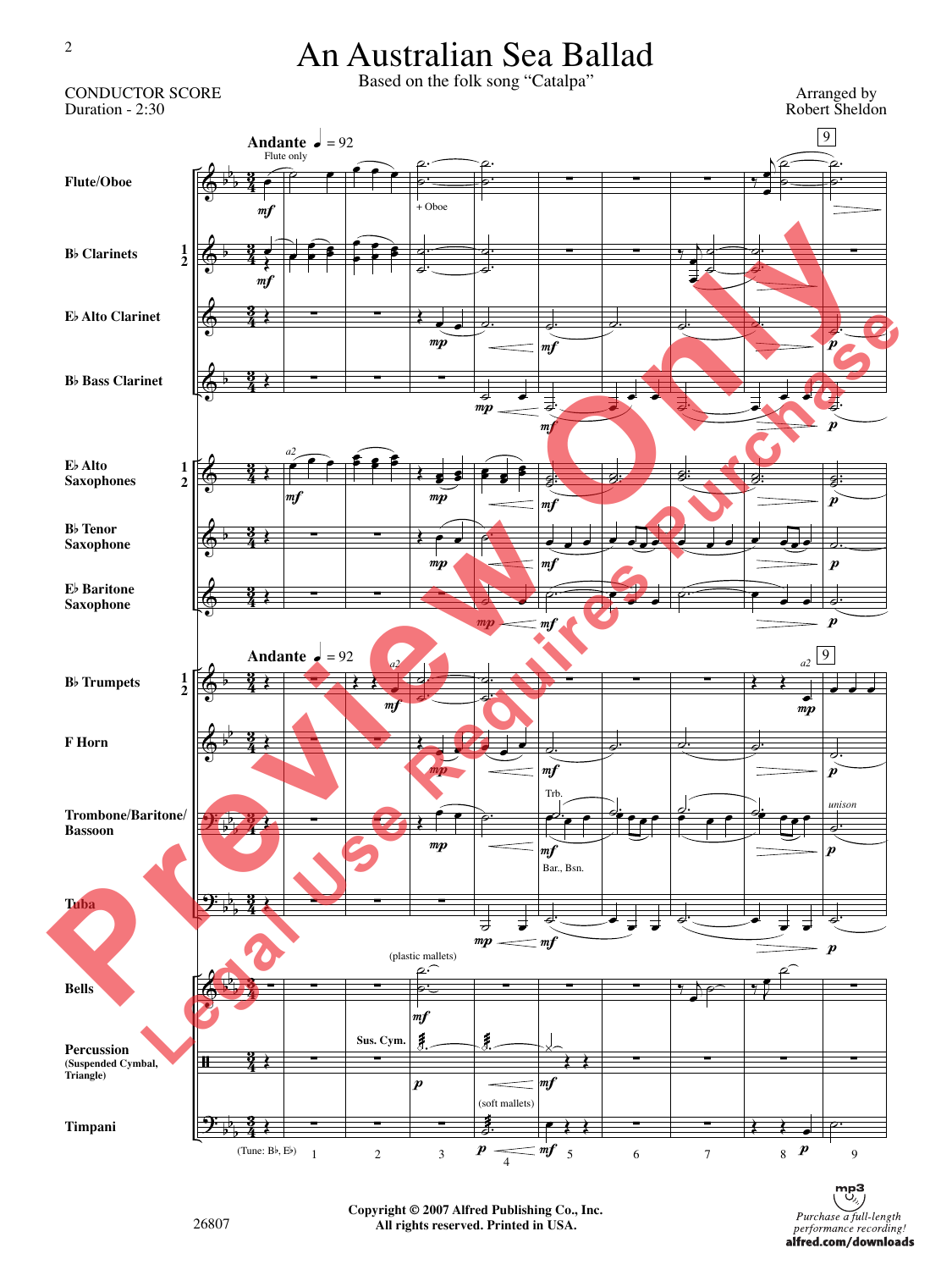# An Australian Sea Ballad

Based on the folk song "Catalpa"

CONDUCTOR SCORE
Duration - 2:30

Arranged by
Robert Sheldon

Copyright © 2007 Alfred Publishing Co., Inc.
All rights reserved. Printed in USA.

26807

Purchase a full-length performance recording!
alfred.com/downloads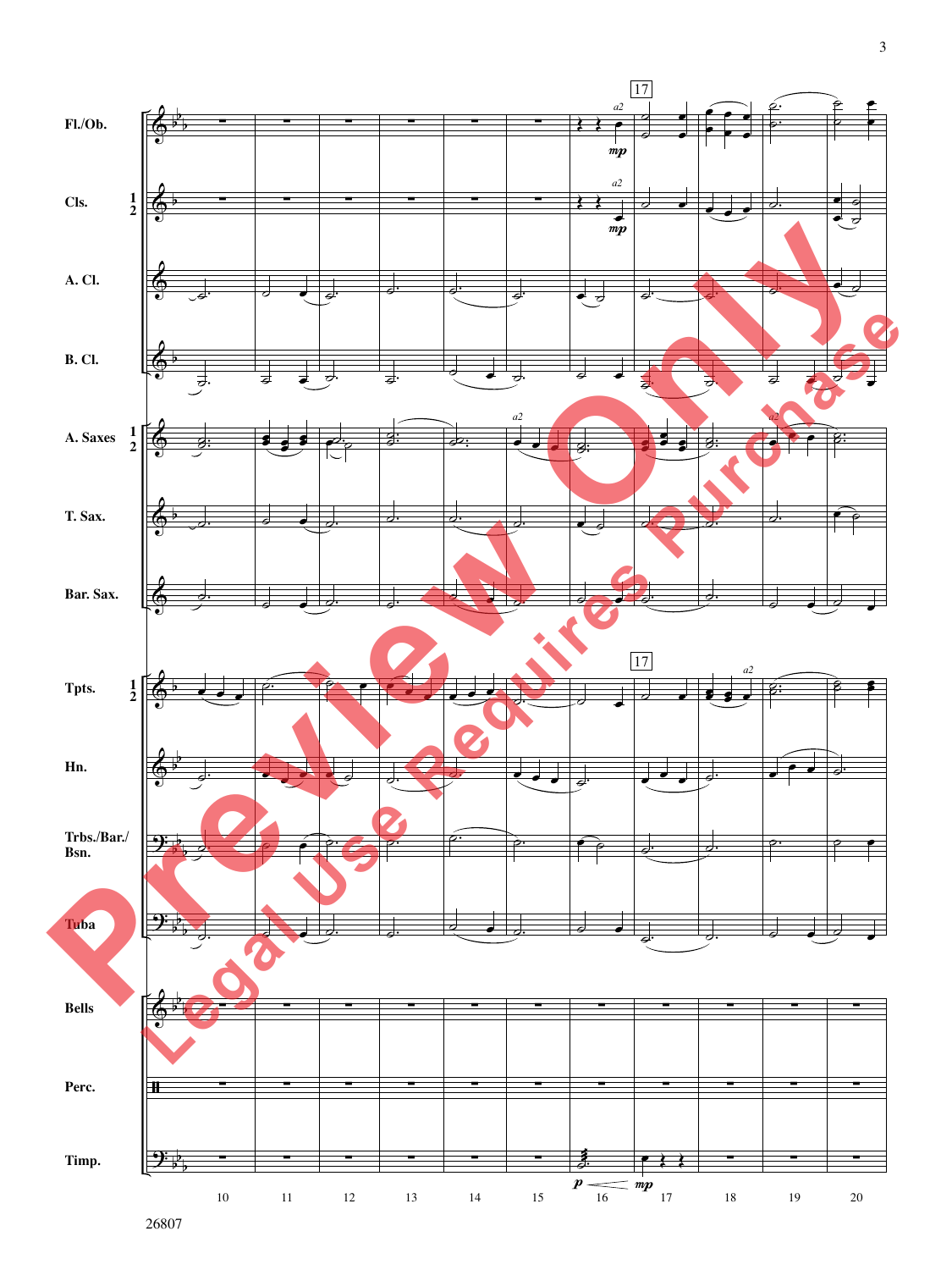| Instrument |
| --- |
| Fl./Ob. |
| Cls. 1 2 |
| A. Cl. |
| B. Cl. |
| A. Saxes 1 2 |
| T. Sax. |
| Bar. Sax. |
| Tpts. 1 2 |
| Hn. |
| Trbs./Bar./Bsn. |
| Tuba |
| Bells |
| Perc. |
| Timp. |

17

*a2*

*mp*

*p* *mp*

10 11 12 13 14 15 16 17 18 19 20

26807

Preview Only

Legal Use Requires Purchase